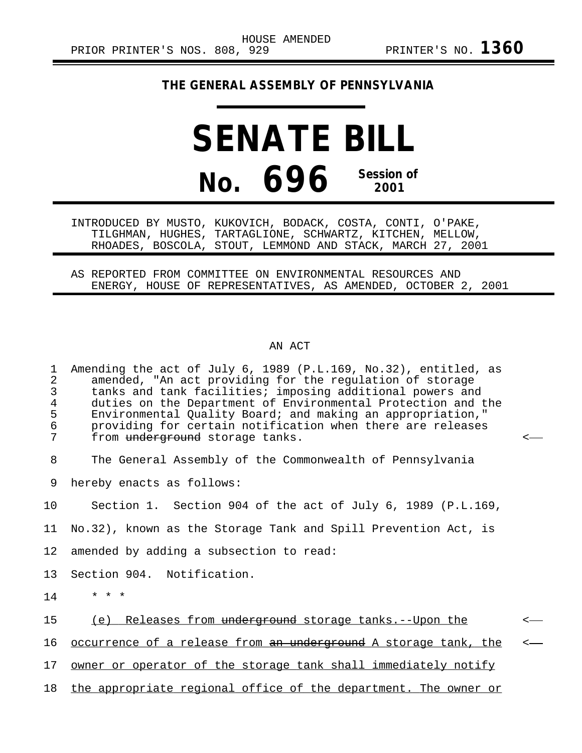HOUSE AMENDED

PRIOR PRINTER'S NOS. 808, 929 PRINTER'S NO. **1360**

**THE GENERAL ASSEMBLY OF PENNSYLVANIA**

# SENATE BILL

## No. 696 Session of 2001

INTRODUCED BY MUSTO, KUKOVICH, BODACK, COSTA, CONTI, O'PAKE, TILGHMAN, HUGHES, TARTAGLIONE, SCHWARTZ, KITCHEN, MELLOW, RHOADES, BOSCOLA, STOUT, LEMMOND AND STACK, MARCH 27, 2001

AS REPORTED FROM COMMITTEE ON ENVIRONMENTAL RESOURCES AND ENERGY, HOUSE OF REPRESENTATIVES, AS AMENDED, OCTOBER 2, 2001

AN ACT

1 Amending the act of July 6, 1989 (P.L.169, No.32), entitled, as
2 amended, "An act providing for the regulation of storage
3 tanks and tank facilities; imposing additional powers and
4 duties on the Department of Environmental Protection and the
5 Environmental Quality Board; and making an appropriation,"
6 providing for certain notification when there are releases
7 from ~~underground~~ storage tanks. <—

8 The General Assembly of the Commonwealth of Pennsylvania
9 hereby enacts as follows:

10 Section 1. Section 904 of the act of July 6, 1989 (P.L.169,
11 No.32), known as the Storage Tank and Spill Prevention Act, is
12 amended by adding a subsection to read:

13 Section 904. Notification.

14 * * *

15 <u>(e) Releases from ~~underground~~ storage tanks.--Upon the</u> <—
16 <u>occurrence of a release from ~~an underground~~ A storage tank, the</u> <—
17 <u>owner or operator of the storage tank shall immediately notify</u>
18 <u>the appropriate regional office of the department. The owner or</u>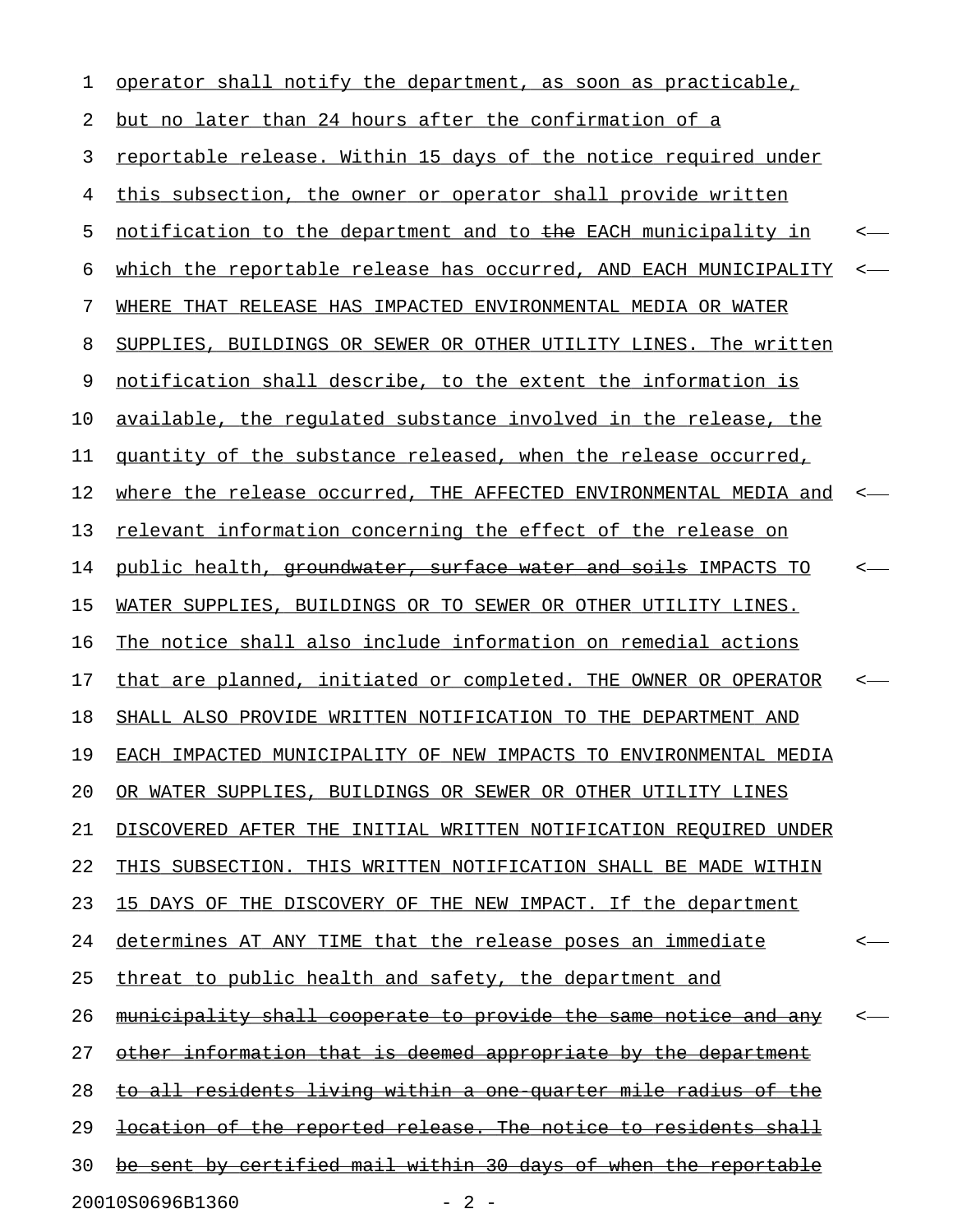operator shall notify the department, as soon as practicable, but no later than 24 hours after the confirmation of a reportable release. Within 15 days of the notice required under this subsection, the owner or operator shall provide written notification to the department and to ~~the~~ EACH municipality in which the reportable release has occurred, AND EACH MUNICIPALITY WHERE THAT RELEASE HAS IMPACTED ENVIRONMENTAL MEDIA OR WATER SUPPLIES, BUILDINGS OR SEWER OR OTHER UTILITY LINES. The written notification shall describe, to the extent the information is available, the regulated substance involved in the release, the quantity of the substance released, when the release occurred, where the release occurred, THE AFFECTED ENVIRONMENTAL MEDIA and relevant information concerning the effect of the release on public health, ~~groundwater, surface water and soils~~ IMPACTS TO WATER SUPPLIES, BUILDINGS OR TO SEWER OR OTHER UTILITY LINES. The notice shall also include information on remedial actions that are planned, initiated or completed. THE OWNER OR OPERATOR SHALL ALSO PROVIDE WRITTEN NOTIFICATION TO THE DEPARTMENT AND EACH IMPACTED MUNICIPALITY OF NEW IMPACTS TO ENVIRONMENTAL MEDIA OR WATER SUPPLIES, BUILDINGS OR SEWER OR OTHER UTILITY LINES DISCOVERED AFTER THE INITIAL WRITTEN NOTIFICATION REQUIRED UNDER THIS SUBSECTION. THIS WRITTEN NOTIFICATION SHALL BE MADE WITHIN 15 DAYS OF THE DISCOVERY OF THE NEW IMPACT. If the department determines AT ANY TIME that the release poses an immediate threat to public health and safety, the department and ~~municipality shall cooperate to provide the same notice and any other information that is deemed appropriate by the department to all residents living within a one-quarter mile radius of the location of the reported release. The notice to residents shall be sent by certified mail within 30 days of when the reportable~~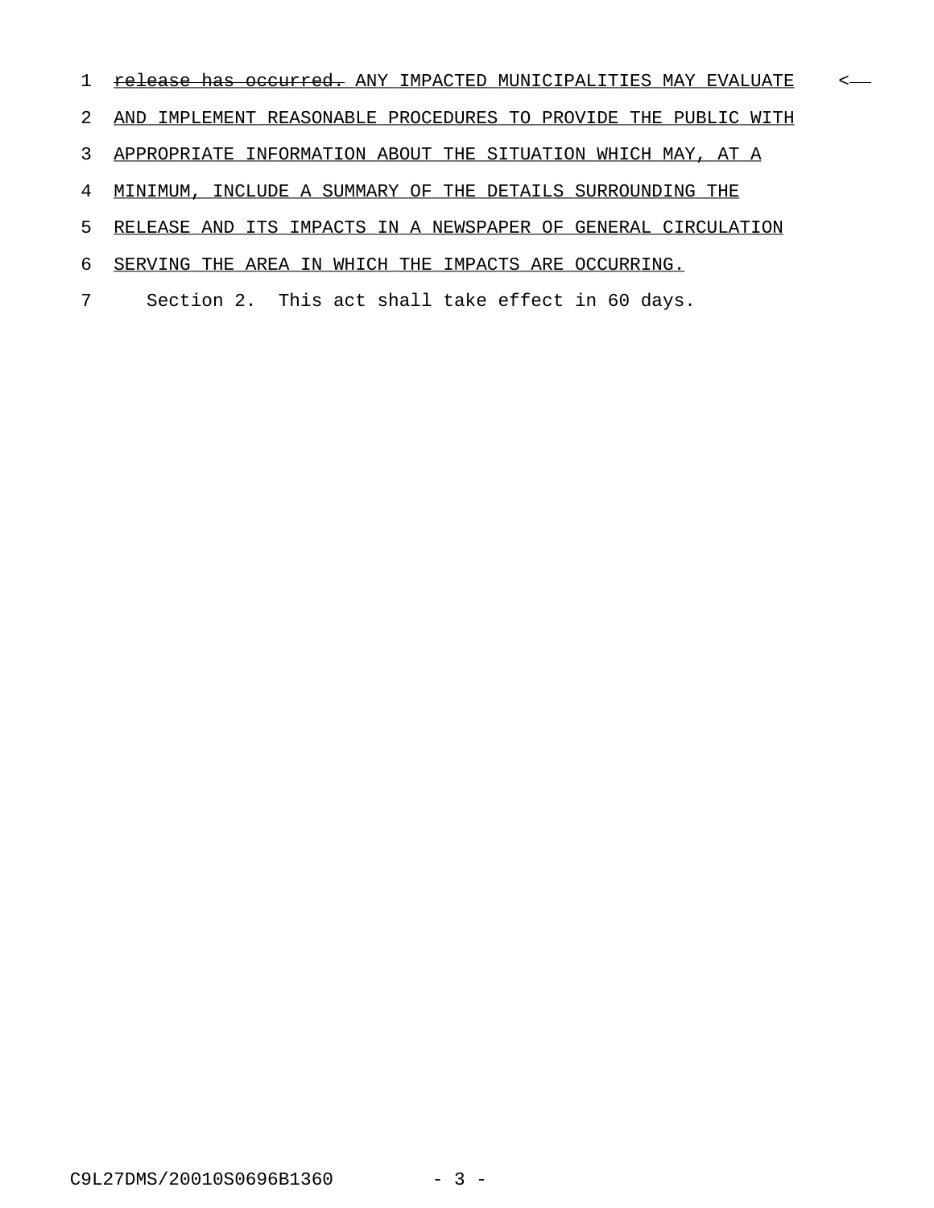~~release has occurred.~~ ANY IMPACTED MUNICIPALITIES MAY EVALUATE AND IMPLEMENT REASONABLE PROCEDURES TO PROVIDE THE PUBLIC WITH APPROPRIATE INFORMATION ABOUT THE SITUATION WHICH MAY, AT A MINIMUM, INCLUDE A SUMMARY OF THE DETAILS SURROUNDING THE RELEASE AND ITS IMPACTS IN A NEWSPAPER OF GENERAL CIRCULATION SERVING THE AREA IN WHICH THE IMPACTS ARE OCCURRING.

Section 2. This act shall take effect in 60 days.